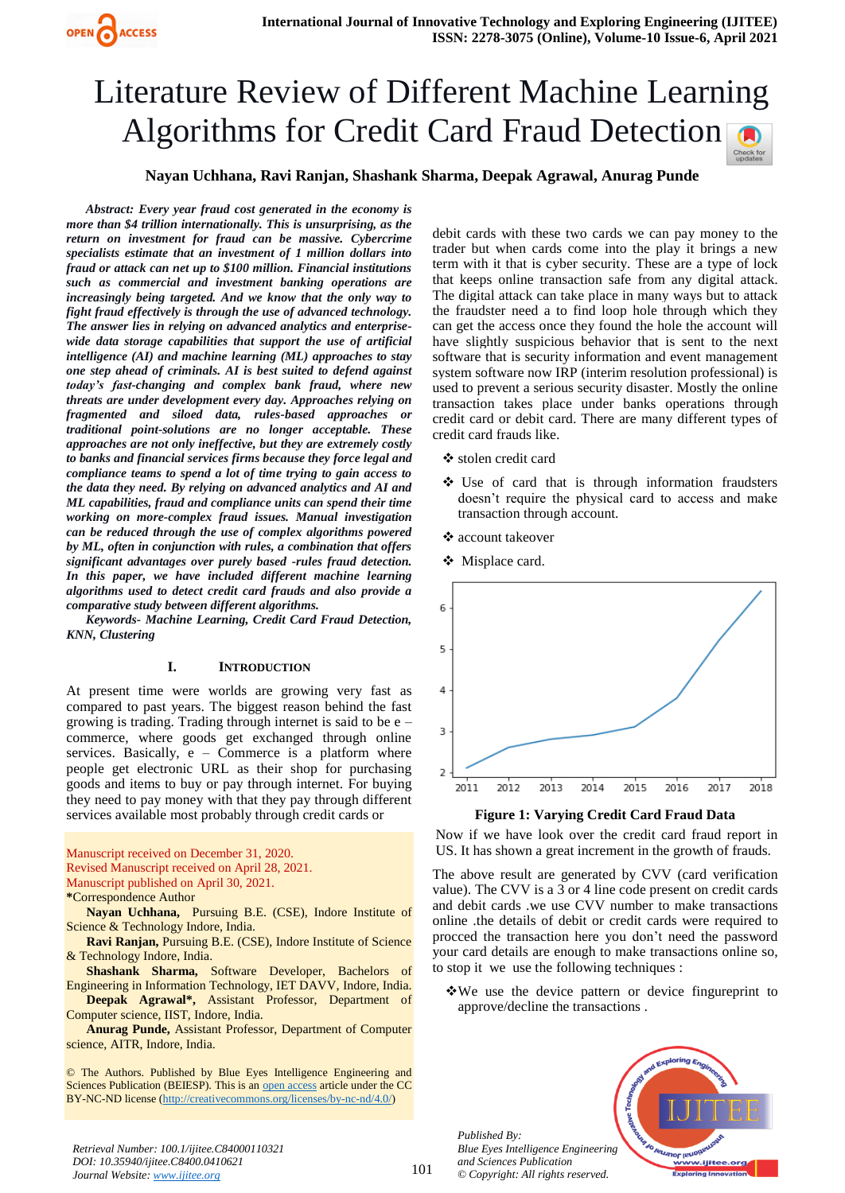# Literature Review of Different Machine Learning Algorithms for Credit Card Fraud Detection

**Nayan Uchhana, Ravi Ranjan, Shashank Sharma, Deepak Agrawal, Anurag Punde**

***Abstract:*** ***Every year fraud cost generated in the economy is more than $4 trillion internationally. This is unsurprising, as the return on investment for fraud can be massive. Cybercrime specialists estimate that an investment of 1 million dollars into fraud or attack can net up to $100 million. Financial institutions such as commercial and investment banking operations are increasingly being targeted. And we know that the only way to fight fraud effectively is through the use of advanced technology. The answer lies in relying on advanced analytics and enterprise-wide data storage capabilities that support the use of artificial intelligence (AI) and machine learning (ML) approaches to stay one step ahead of criminals. AI is best suited to defend against today's fast-changing and complex bank fraud, where new threats are under development every day. Approaches relying on fragmented and siloed data, rules-based approaches or traditional point-solutions are no longer acceptable. These approaches are not only ineffective, but they are extremely costly to banks and financial services firms because they force legal and compliance teams to spend a lot of time trying to gain access to the data they need. By relying on advanced analytics and AI and ML capabilities, fraud and compliance units can spend their time working on more-complex fraud issues. Manual investigation can be reduced through the use of complex algorithms powered by ML, often in conjunction with rules, a combination that offers significant advantages over purely based -rules fraud detection. In this paper, we have included different machine learning algorithms used to detect credit card frauds and also provide a comparative study between different algorithms.***

***Keywords- Machine Learning, Credit Card Fraud Detection, KNN, Clustering***

## I. INTRODUCTION

At present time were worlds are growing very fast as compared to past years. The biggest reason behind the fast growing is trading. Trading through internet is said to be e – commerce, where goods get exchanged through online services. Basically, e – Commerce is a platform where people get electronic URL as their shop for purchasing goods and items to buy or pay through internet. For buying they need to pay money with that they pay through different services available most probably through credit cards or debit cards with these two cards we can pay money to the trader but when cards come into the play it brings a new term with it that is cyber security. These are a type of lock that keeps online transaction safe from any digital attack. The digital attack can take place in many ways but to attack the fraudster need a to find loop hole through which they can get the access once they found the hole the account will have slightly suspicious behavior that is sent to the next software that is security information and event management system software now IRP (interim resolution professional) is used to prevent a serious security disaster. Mostly the online transaction takes place under banks operations through credit card or debit card. There are many different types of credit card frauds like.

- ❖ stolen credit card
- ❖ Use of card that is through information fraudsters doesn't require the physical card to access and make transaction through account.
- ❖ account takeover
- ❖ Misplace card.

**Figure 1: Varying Credit Card Fraud Data**

Now if we have look over the credit card fraud report in US. It has shown a great increment in the growth of frauds.

The above result are generated by CVV (card verification value). The CVV is a 3 or 4 line code present on credit cards and debit cards .we use CVV number to make transactions online .the details of debit or credit cards were required to procced the transaction here you don't need the password your card details are enough to make transactions online so, to stop it we use the following techniques :

- ❖We use the device pattern or device fingureprint to approve/decline the transactions .

Manuscript received on December 31, 2020.
Revised Manuscript received on April 28, 2021.
Manuscript published on April 30, 2021.
*Correspondence Author

**Nayan Uchhana,** Pursuing B.E. (CSE), Indore Institute of Science & Technology Indore, India.

**Ravi Ranjan,** Pursuing B.E. (CSE), Indore Institute of Science & Technology Indore, India.

**Shashank Sharma,** Software Developer, Bachelors of Engineering in Information Technology, IET DAVV, Indore, India.

**Deepak Agrawal*,** Assistant Professor, Department of Computer science, IIST, Indore, India.

**Anurag Punde,** Assistant Professor, Department of Computer science, AITR, Indore, India.

© The Authors. Published by Blue Eyes Intelligence Engineering and Sciences Publication (BEIESP). This is an open access article under the CC BY-NC-ND license (http://creativecommons.org/licenses/by-nc-nd/4.0/)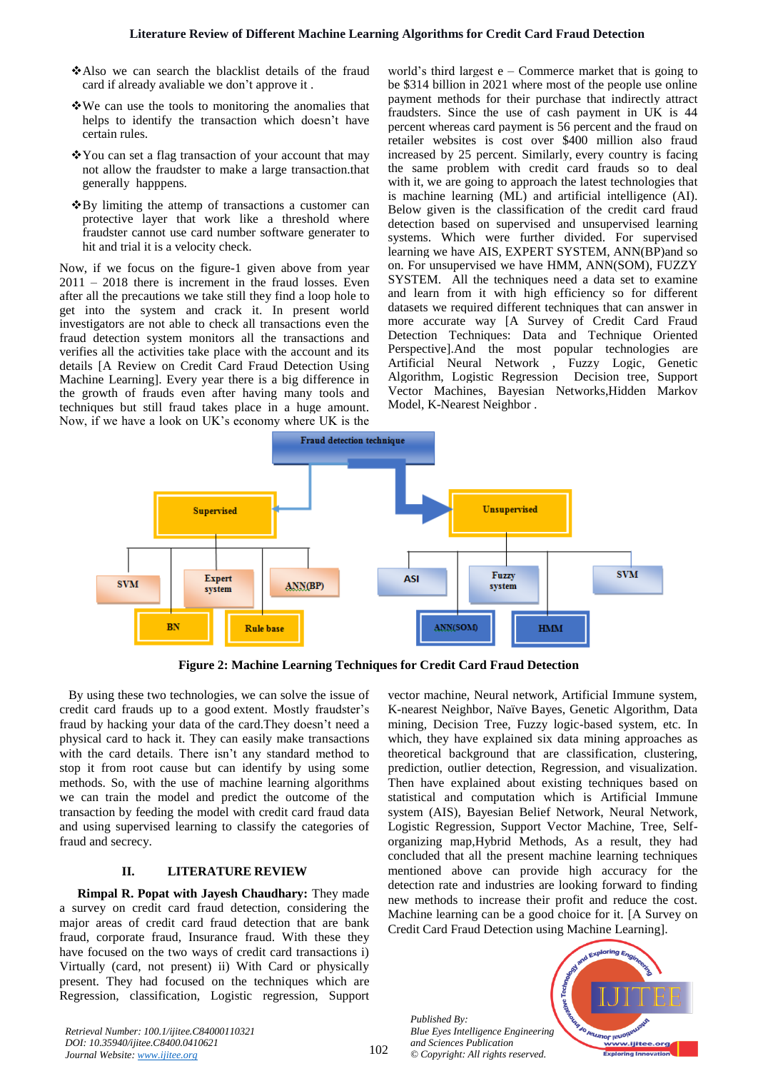- ❖Also we can search the blacklist details of the fraud card if already avaliable we don't approve it .
- ❖We can use the tools to monitoring the anomalies that helps to identify the transaction which doesn't have certain rules.
- ❖You can set a flag transaction of your account that may not allow the fraudster to make a large transaction.that generally happpens.
- ❖By limiting the attemp of transactions a customer can protective layer that work like a threshold where fraudster cannot use card number software generater to hit and trial it is a velocity check.

Now, if we focus on the figure-1 given above from year 2011 – 2018 there is increment in the fraud losses. Even after all the precautions we take still they find a loop hole to get into the system and crack it. In present world investigators are not able to check all transactions even the fraud detection system monitors all the transactions and verifies all the activities take place with the account and its details [A Review on Credit Card Fraud Detection Using Machine Learning]. Every year there is a big difference in the growth of frauds even after having many tools and techniques but still fraud takes place in a huge amount. Now, if we have a look on UK's economy where UK is the world's third largest e – Commerce market that is going to be $314 billion in 2021 where most of the people use online payment methods for their purchase that indirectly attract fraudsters. Since the use of cash payment in UK is 44 percent whereas card payment is 56 percent and the fraud on retailer websites is cost over $400 million also fraud increased by 25 percent. Similarly, every country is facing the same problem with credit card frauds so to deal with it, we are going to approach the latest technologies that is machine learning (ML) and artificial intelligence (AI). Below given is the classification of the credit card fraud detection based on supervised and unsupervised learning systems. Which were further divided. For supervised learning we have AIS, EXPERT SYSTEM, ANN(BP)and so on. For unsupervised we have HMM, ANN(SOM), FUZZY SYSTEM. All the techniques need a data set to examine and learn from it with high efficiency so for different datasets we required different techniques that can answer in more accurate way [A Survey of Credit Card Fraud Detection Techniques: Data and Technique Oriented Perspective].And the most popular technologies are Artificial Neural Network , Fuzzy Logic, Genetic Algorithm, Logistic Regression Decision tree, Support Vector Machines, Bayesian Networks,Hidden Markov Model, K-Nearest Neighbor .

**Figure 2: Machine Learning Techniques for Credit Card Fraud Detection**

By using these two technologies, we can solve the issue of credit card frauds up to a good extent. Mostly fraudster's fraud by hacking your data of the card.They doesn't need a physical card to hack it. They can easily make transactions with the card details. There isn't any standard method to stop it from root cause but can identify by using some methods. So, with the use of machine learning algorithms we can train the model and predict the outcome of the transaction by feeding the model with credit card fraud data and using supervised learning to classify the categories of fraud and secrecy.

## II. LITERATURE REVIEW

**Rimpal R. Popat with Jayesh Chaudhary:** They made a survey on credit card fraud detection, considering the major areas of credit card fraud detection that are bank fraud, corporate fraud, Insurance fraud. With these they have focused on the two ways of credit card transactions i) Virtually (card, not present) ii) With Card or physically present. They had focused on the techniques which are Regression, classification, Logistic regression, Support vector machine, Neural network, Artificial Immune system, K-nearest Neighbor, Naïve Bayes, Genetic Algorithm, Data mining, Decision Tree, Fuzzy logic-based system, etc. In which, they have explained six data mining approaches as theoretical background that are classification, clustering, prediction, outlier detection, Regression, and visualization. Then have explained about existing techniques based on statistical and computation which is Artificial Immune system (AIS), Bayesian Belief Network, Neural Network, Logistic Regression, Support Vector Machine, Tree, Self-organizing map,Hybrid Methods, As a result, they had concluded that all the present machine learning techniques mentioned above can provide high accuracy for the detection rate and industries are looking forward to finding new methods to increase their profit and reduce the cost. Machine learning can be a good choice for it. [A Survey on Credit Card Fraud Detection using Machine Learning].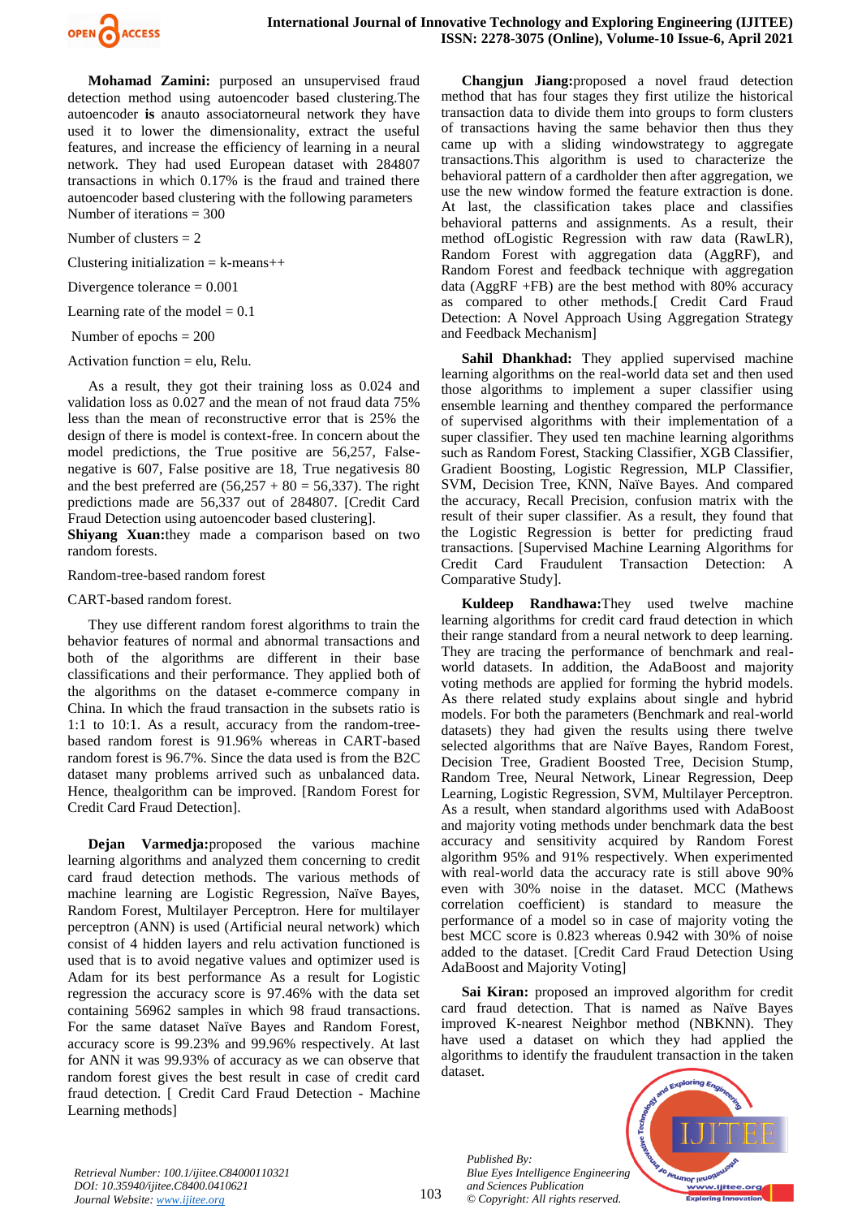**Mohamad Zamini:** purposed an unsupervised fraud detection method using autoencoder based clustering.The autoencoder **is** anauto associatorneural network they have used it to lower the dimensionality, extract the useful features, and increase the efficiency of learning in a neural network. They had used European dataset with 284807 transactions in which 0.17% is the fraud and trained there autoencoder based clustering with the following parameters Number of iterations = 300

Number of clusters = 2

Clustering initialization = k-means++

Divergence tolerance = 0.001

Learning rate of the model = 0.1

Number of epochs = 200

Activation function = elu, Relu.

As a result, they got their training loss as 0.024 and validation loss as 0.027 and the mean of not fraud data 75% less than the mean of reconstructive error that is 25% the design of there is model is context-free. In concern about the model predictions, the True positive are 56,257, False-negative is 607, False positive are 18, True negativesis 80 and the best preferred are (56,257 + 80 = 56,337). The right predictions made are 56,337 out of 284807. [Credit Card Fraud Detection using autoencoder based clustering].

**Shiyang Xuan:**they made a comparison based on two random forests.

Random-tree-based random forest

CART-based random forest.

They use different random forest algorithms to train the behavior features of normal and abnormal transactions and both of the algorithms are different in their base classifications and their performance. They applied both of the algorithms on the dataset e-commerce company in China. In which the fraud transaction in the subsets ratio is 1:1 to 10:1. As a result, accuracy from the random-tree-based random forest is 91.96% whereas in CART-based random forest is 96.7%. Since the data used is from the B2C dataset many problems arrived such as unbalanced data. Hence, thealgorithm can be improved. [Random Forest for Credit Card Fraud Detection].

**Dejan Varmedja:**proposed the various machine learning algorithms and analyzed them concerning to credit card fraud detection methods. The various methods of machine learning are Logistic Regression, Naïve Bayes, Random Forest, Multilayer Perceptron. Here for multilayer perceptron (ANN) is used (Artificial neural network) which consist of 4 hidden layers and relu activation functioned is used that is to avoid negative values and optimizer used is Adam for its best performance As a result for Logistic regression the accuracy score is 97.46% with the data set containing 56962 samples in which 98 fraud transactions. For the same dataset Naïve Bayes and Random Forest, accuracy score is 99.23% and 99.96% respectively. At last for ANN it was 99.93% of accuracy as we can observe that random forest gives the best result in case of credit card fraud detection. [ Credit Card Fraud Detection - Machine Learning methods]

**Changjun Jiang:**proposed a novel fraud detection method that has four stages they first utilize the historical transaction data to divide them into groups to form clusters of transactions having the same behavior then thus they came up with a sliding windowstrategy to aggregate transactions.This algorithm is used to characterize the behavioral pattern of a cardholder then after aggregation, we use the new window formed the feature extraction is done. At last, the classification takes place and classifies behavioral patterns and assignments. As a result, their method ofLogistic Regression with raw data (RawLR), Random Forest with aggregation data (AggRF), and Random Forest and feedback technique with aggregation data (AggRF +FB) are the best method with 80% accuracy as compared to other methods.[ Credit Card Fraud Detection: A Novel Approach Using Aggregation Strategy and Feedback Mechanism]

**Sahil Dhankhad:** They applied supervised machine learning algorithms on the real-world data set and then used those algorithms to implement a super classifier using ensemble learning and thenthey compared the performance of supervised algorithms with their implementation of a super classifier. They used ten machine learning algorithms such as Random Forest, Stacking Classifier, XGB Classifier, Gradient Boosting, Logistic Regression, MLP Classifier, SVM, Decision Tree, KNN, Naïve Bayes. And compared the accuracy, Recall Precision, confusion matrix with the result of their super classifier. As a result, they found that the Logistic Regression is better for predicting fraud transactions. [Supervised Machine Learning Algorithms for Credit Card Fraudulent Transaction Detection: A Comparative Study].

**Kuldeep Randhawa:**They used twelve machine learning algorithms for credit card fraud detection in which their range standard from a neural network to deep learning. They are tracing the performance of benchmark and real-world datasets. In addition, the AdaBoost and majority voting methods are applied for forming the hybrid models. As there related study explains about single and hybrid models. For both the parameters (Benchmark and real-world datasets) they had given the results using there twelve selected algorithms that are Naïve Bayes, Random Forest, Decision Tree, Gradient Boosted Tree, Decision Stump, Random Tree, Neural Network, Linear Regression, Deep Learning, Logistic Regression, SVM, Multilayer Perceptron. As a result, when standard algorithms used with AdaBoost and majority voting methods under benchmark data the best accuracy and sensitivity acquired by Random Forest algorithm 95% and 91% respectively. When experimented with real-world data the accuracy rate is still above 90% even with 30% noise in the dataset. MCC (Mathews correlation coefficient) is standard to measure the performance of a model so in case of majority voting the best MCC score is 0.823 whereas 0.942 with 30% of noise added to the dataset. [Credit Card Fraud Detection Using AdaBoost and Majority Voting]

**Sai Kiran:** proposed an improved algorithm for credit card fraud detection. That is named as Naïve Bayes improved K-nearest Neighbor method (NBKNN). They have used a dataset on which they had applied the algorithms to identify the fraudulent transaction in the taken dataset.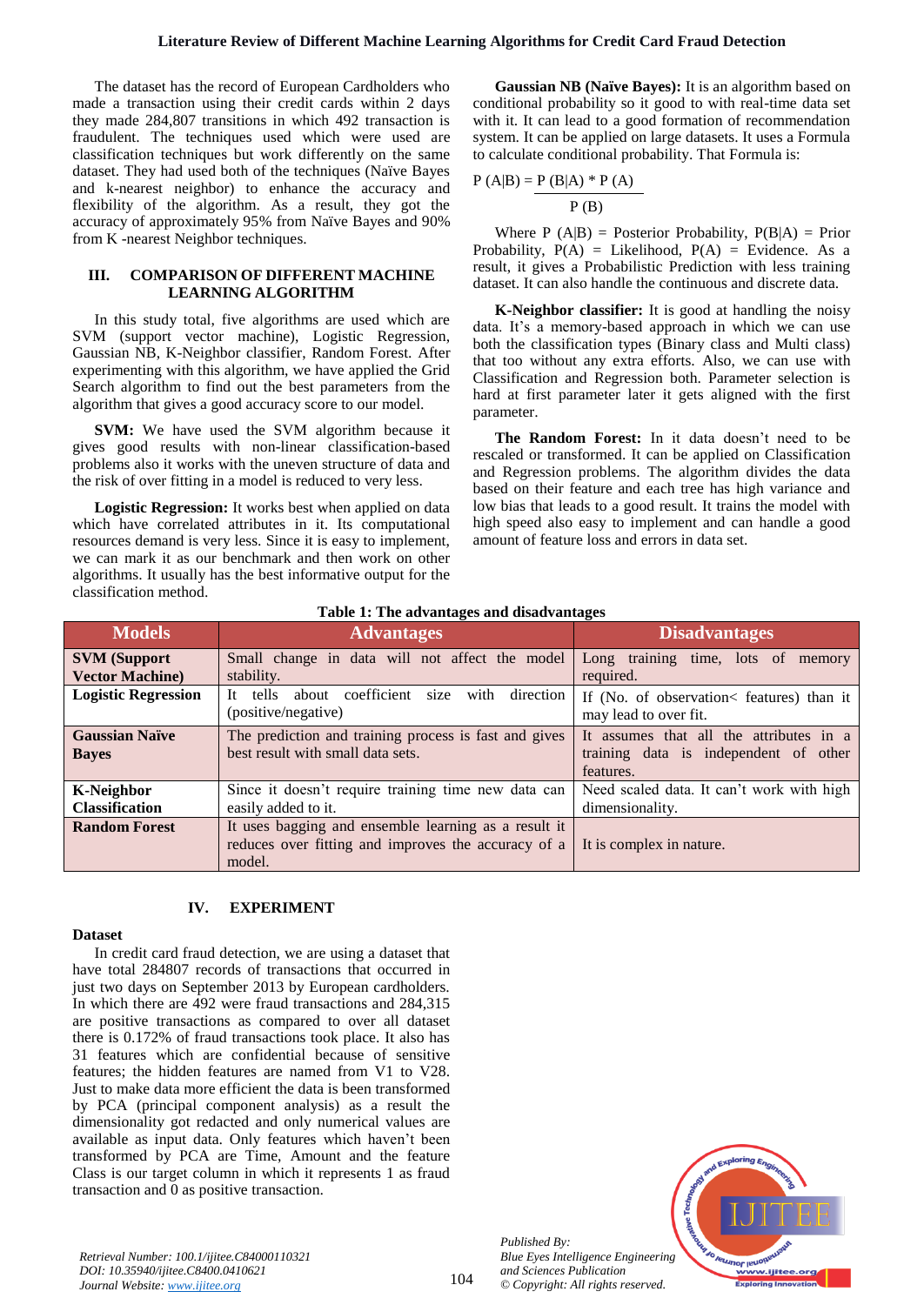The dataset has the record of European Cardholders who made a transaction using their credit cards within 2 days they made 284,807 transitions in which 492 transaction is fraudulent. The techniques used which were used are classification techniques but work differently on the same dataset. They had used both of the techniques (Naïve Bayes and k-nearest neighbor) to enhance the accuracy and flexibility of the algorithm. As a result, they got the accuracy of approximately 95% from Naïve Bayes and 90% from K -nearest Neighbor techniques.

## III. COMPARISON OF DIFFERENT MACHINE LEARNING ALGORITHM

In this study total, five algorithms are used which are SVM (support vector machine), Logistic Regression, Gaussian NB, K-Neighbor classifier, Random Forest. After experimenting with this algorithm, we have applied the Grid Search algorithm to find out the best parameters from the algorithm that gives a good accuracy score to our model.

**SVM:** We have used the SVM algorithm because it gives good results with non-linear classification-based problems also it works with the uneven structure of data and the risk of over fitting in a model is reduced to very less.

**Logistic Regression:** It works best when applied on data which have correlated attributes in it. Its computational resources demand is very less. Since it is easy to implement, we can mark it as our benchmark and then work on other algorithms. It usually has the best informative output for the classification method.

**Gaussian NB (Naïve Bayes):** It is an algorithm based on conditional probability so it good to with real-time data set with it. It can lead to a good formation of recommendation system. It can be applied on large datasets. It uses a Formula to calculate conditional probability. That Formula is:

$$P(A|B) = \frac{P(B|A) * P(A)}{P(B)}$$

Where P (A|B) = Posterior Probability, P(B|A) = Prior Probability, P(A) = Likelihood, P(A) = Evidence. As a result, it gives a Probabilistic Prediction with less training dataset. It can also handle the continuous and discrete data.

**K-Neighbor classifier:** It is good at handling the noisy data. It's a memory-based approach in which we can use both the classification types (Binary class and Multi class) that too without any extra efforts. Also, we can use with Classification and Regression both. Parameter selection is hard at first parameter later it gets aligned with the first parameter.

**The Random Forest:** In it data doesn't need to be rescaled or transformed. It can be applied on Classification and Regression problems. The algorithm divides the data based on their feature and each tree has high variance and low bias that leads to a good result. It trains the model with high speed also easy to implement and can handle a good amount of feature loss and errors in data set.

**Table 1: The advantages and disadvantages**

| Models | Advantages | Disadvantages |
|---|---|---|
| **SVM (Support Vector Machine)** | Small change in data will not affect the model stability. | Long training time, lots of memory required. |
| **Logistic Regression** | It tells about coefficient size with direction (positive/negative) | If (No. of observation< features) than it may lead to over fit. |
| **Gaussian Naïve Bayes** | The prediction and training process is fast and gives best result with small data sets. | It assumes that all the attributes in a training data is independent of other features. |
| **K-Neighbor Classification** | Since it doesn't require training time new data can easily added to it. | Need scaled data. It can't work with high dimensionality. |
| **Random Forest** | It uses bagging and ensemble learning as a result it reduces over fitting and improves the accuracy of a model. | It is complex in nature. |

## IV. EXPERIMENT

### Dataset

In credit card fraud detection, we are using a dataset that have total 284807 records of transactions that occurred in just two days on September 2013 by European cardholders. In which there are 492 were fraud transactions and 284,315 are positive transactions as compared to over all dataset there is 0.172% of fraud transactions took place. It also has 31 features which are confidential because of sensitive features; the hidden features are named from V1 to V28. Just to make data more efficient the data is been transformed by PCA (principal component analysis) as a result the dimensionality got redacted and only numerical values are available as input data. Only features which haven't been transformed by PCA are Time, Amount and the feature Class is our target column in which it represents 1 as fraud transaction and 0 as positive transaction.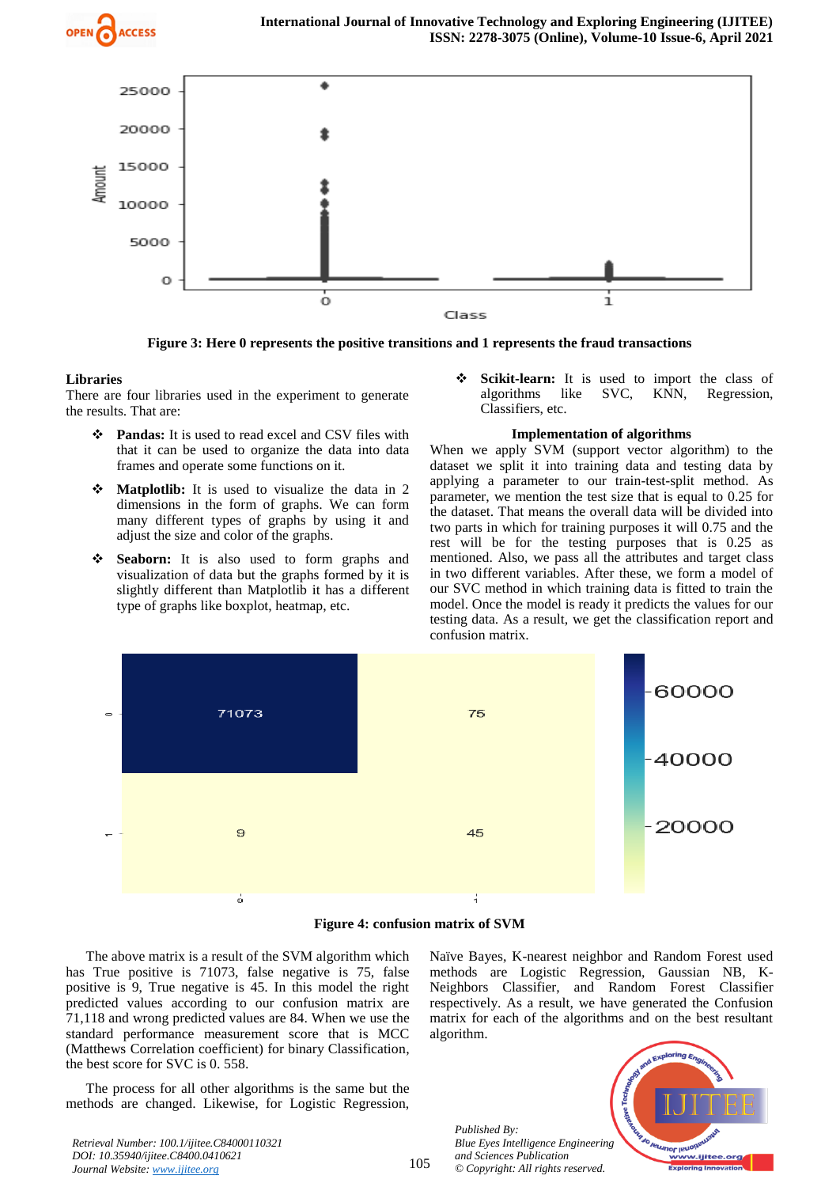Figure 3: Here 0 represents the positive transitions and 1 represents the fraud transactions

**Libraries**

There are four libraries used in the experiment to generate the results. That are:

- **Pandas:** It is used to read excel and CSV files with that it can be used to organize the data into data frames and operate some functions on it.
- **Matplotlib:** It is used to visualize the data in 2 dimensions in the form of graphs. We can form many different types of graphs by using it and adjust the size and color of the graphs.
- **Seaborn:** It is also used to form graphs and visualization of data but the graphs formed by it is slightly different than Matplotlib it has a different type of graphs like boxplot, heatmap, etc.
- **Scikit-learn:** It is used to import the class of algorithms like SVC, KNN, Regression, Classifiers, etc.

**Implementation of algorithms**

When we apply SVM (support vector algorithm) to the dataset we split it into training data and testing data by applying a parameter to our train-test-split method. As parameter, we mention the test size that is equal to 0.25 for the dataset. That means the overall data will be divided into two parts in which for training purposes it will 0.75 and the rest will be for the testing purposes that is 0.25 as mentioned. Also, we pass all the attributes and target class in two different variables. After these, we form a model of our SVC method in which training data is fitted to train the model. Once the model is ready it predicts the values for our testing data. As a result, we get the classification report and confusion matrix.

Figure 4: confusion matrix of SVM

The above matrix is a result of the SVM algorithm which has True positive is 71073, false negative is 75, false positive is 9, True negative is 45. In this model the right predicted values according to our confusion matrix are 71,118 and wrong predicted values are 84. When we use the standard performance measurement score that is MCC (Matthews Correlation coefficient) for binary Classification, the best score for SVC is 0. 558.

The process for all other algorithms is the same but the methods are changed. Likewise, for Logistic Regression, Naïve Bayes, K-nearest neighbor and Random Forest used methods are Logistic Regression, Gaussian NB, K-Neighbors Classifier, and Random Forest Classifier respectively. As a result, we have generated the Confusion matrix for each of the algorithms and on the best resultant algorithm.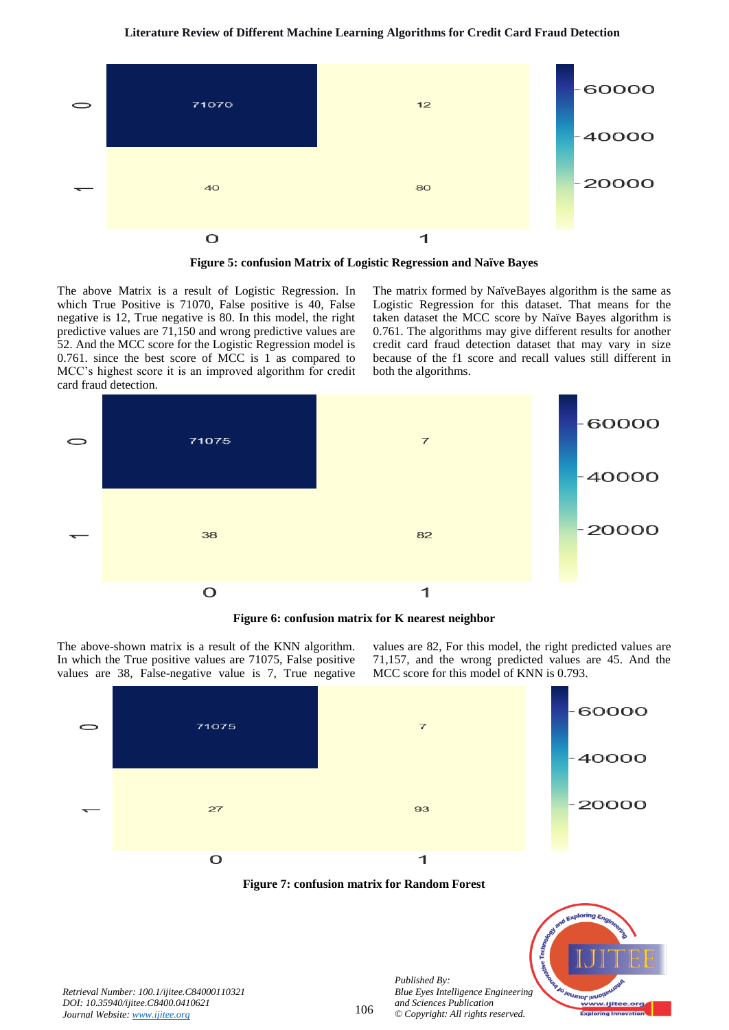Figure 5: confusion Matrix of Logistic Regression and Naïve Bayes

The above Matrix is a result of Logistic Regression. In which True Positive is 71070, False positive is 40, False negative is 12, True negative is 80. In this model, the right predictive values are 71,150 and wrong predictive values are 52. And the MCC score for the Logistic Regression model is 0.761. since the best score of MCC is 1 as compared to MCC's highest score it is an improved algorithm for credit card fraud detection.

The matrix formed by NaïveBayes algorithm is the same as Logistic Regression for this dataset. That means for the taken dataset the MCC score by Naïve Bayes algorithm is 0.761. The algorithms may give different results for another credit card fraud detection dataset that may vary in size because of the f1 score and recall values still different in both the algorithms.

Figure 6: confusion matrix for K nearest neighbor

The above-shown matrix is a result of the KNN algorithm. In which the True positive values are 71075, False positive values are 38, False-negative value is 7, True negative values are 82, For this model, the right predicted values are 71,157, and the wrong predicted values are 45. And the MCC score for this model of KNN is 0.793.

Figure 7: confusion matrix for Random Forest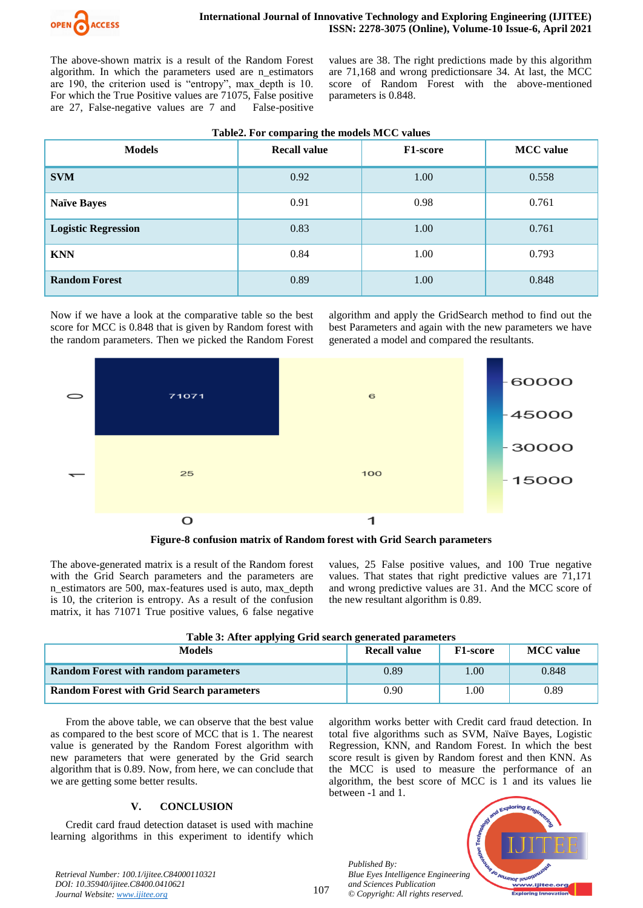The above-shown matrix is a result of the Random Forest algorithm. In which the parameters used are n_estimators are 190, the criterion used is "entropy", max_depth is 10. For which the True Positive values are 71075, False positive are 27, False-negative values are 7 and False-positive values are 38. The right predictions made by this algorithm are 71,168 and wrong predictionsare 34. At last, the MCC score of Random Forest with the above-mentioned parameters is 0.848.

**Table2. For comparing the models MCC values**

| Models | Recall value | F1-score | MCC value |
|---|---|---|---|
| **SVM** | 0.92 | 1.00 | 0.558 |
| **Naïve Bayes** | 0.91 | 0.98 | 0.761 |
| **Logistic Regression** | 0.83 | 1.00 | 0.761 |
| **KNN** | 0.84 | 1.00 | 0.793 |
| **Random Forest** | 0.89 | 1.00 | 0.848 |

Now if we have a look at the comparative table so the best score for MCC is 0.848 that is given by Random forest with the random parameters. Then we picked the Random Forest algorithm and apply the GridSearch method to find out the best Parameters and again with the new parameters we have generated a model and compared the resultants.

**Figure-8 confusion matrix of Random forest with Grid Search parameters**

The above-generated matrix is a result of the Random forest with the Grid Search parameters and the parameters are n_estimators are 500, max-features used is auto, max_depth is 10, the criterion is entropy. As a result of the confusion matrix, it has 71071 True positive values, 6 false negative values, 25 False positive values, and 100 True negative values. That states that right predictive values are 71,171 and wrong predictive values are 31. And the MCC score of the new resultant algorithm is 0.89.

**Table 3: After applying Grid search generated parameters**

| Models | Recall value | F1-score | MCC value |
|---|---|---|---|
| **Random Forest with random parameters** | 0.89 | 1.00 | 0.848 |
| **Random Forest with Grid Search parameters** | 0.90 | 1.00 | 0.89 |

From the above table, we can observe that the best value as compared to the best score of MCC that is 1. The nearest value is generated by the Random Forest algorithm with new parameters that were generated by the Grid search algorithm that is 0.89. Now, from here, we can conclude that we are getting some better results.

## V. CONCLUSION

Credit card fraud detection dataset is used with machine learning algorithms in this experiment to identify which algorithm works better with Credit card fraud detection. In total five algorithms such as SVM, Naïve Bayes, Logistic Regression, KNN, and Random Forest. In which the best score result is given by Random forest and then KNN. As the MCC is used to measure the performance of an algorithm, the best score of MCC is 1 and its values lie between -1 and 1.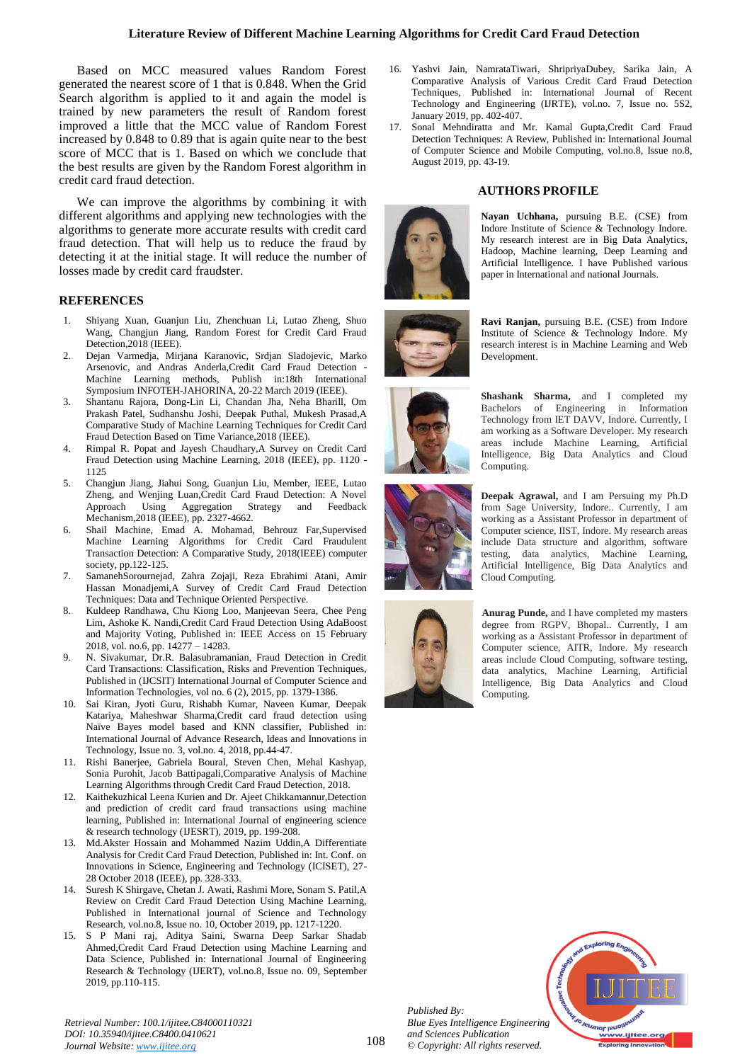Based on MCC measured values Random Forest generated the nearest score of 1 that is 0.848. When the Grid Search algorithm is applied to it and again the model is trained by new parameters the result of Random forest improved a little that the MCC value of Random Forest increased by 0.848 to 0.89 that is again quite near to the best score of MCC that is 1. Based on which we conclude that the best results are given by the Random Forest algorithm in credit card fraud detection.

We can improve the algorithms by combining it with different algorithms and applying new technologies with the algorithms to generate more accurate results with credit card fraud detection. That will help us to reduce the fraud by detecting it at the initial stage. It will reduce the number of losses made by credit card fraudster.

## REFERENCES

1. Shiyang Xuan, Guanjun Liu, Zhenchuan Li, Lutao Zheng, Shuo Wang, Changjun Jiang, Random Forest for Credit Card Fraud Detection,2018 (IEEE).
2. Dejan Varmedja, Mirjana Karanovic, Srdjan Sladojevic, Marko Arsenovic, and Andras Anderla,Credit Card Fraud Detection - Machine Learning methods, Publish in:18th International Symposium INFOTEH-JAHORINA, 20-22 March 2019 (IEEE).
3. Shantanu Rajora, Dong-Lin Li, Chandan Jha, Neha Bharill, Om Prakash Patel, Sudhanshu Joshi, Deepak Puthal, Mukesh Prasad,A Comparative Study of Machine Learning Techniques for Credit Card Fraud Detection Based on Time Variance,2018 (IEEE).
4. Rimpal R. Popat and Jayesh Chaudhary,A Survey on Credit Card Fraud Detection using Machine Learning, 2018 (IEEE), pp. 1120 - 1125
5. Changjun Jiang, Jiahui Song, Guanjun Liu, Member, IEEE, Lutao Zheng, and Wenjing Luan,Credit Card Fraud Detection: A Novel Approach Using Aggregation Strategy and Feedback Mechanism,2018 (IEEE), pp. 2327-4662.
6. Shail Machine, Emad A. Mohamad, Behrouz Far,Supervised Machine Learning Algorithms for Credit Card Fraudulent Transaction Detection: A Comparative Study, 2018(IEEE) computer society, pp.122-125.
7. SamanehSorournejad, Zahra Zojaji, Reza Ebrahimi Atani, Amir Hassan Monadjemi,A Survey of Credit Card Fraud Detection Techniques: Data and Technique Oriented Perspective.
8. Kuldeep Randhawa, Chu Kiong Loo, Manjeevan Seera, Chee Peng Lim, Ashoke K. Nandi,Credit Card Fraud Detection Using AdaBoost and Majority Voting, Published in: IEEE Access on 15 February 2018, vol. no.6, pp. 14277 – 14283.
9. N. Sivakumar, Dr.R. Balasubramanian, Fraud Detection in Credit Card Transactions: Classification, Risks and Prevention Techniques, Published in (IJCSIT) International Journal of Computer Science and Information Technologies, vol no. 6 (2), 2015, pp. 1379-1386.
10. Sai Kiran, Jyoti Guru, Rishabh Kumar, Naveen Kumar, Deepak Katariya, Maheshwar Sharma,Credit card fraud detection using Naïve Bayes model based and KNN classifier, Published in: International Journal of Advance Research, Ideas and Innovations in Technology, Issue no. 3, vol.no. 4, 2018, pp.44-47.
11. Rishi Banerjee, Gabriela Boural, Steven Chen, Mehal Kashyap, Sonia Purohit, Jacob Battipagali,Comparative Analysis of Machine Learning Algorithms through Credit Card Fraud Detection, 2018.
12. Kaithekuzhical Leena Kurien and Dr. Ajeet Chikkamannur,Detection and prediction of credit card fraud transactions using machine learning, Published in: International Journal of engineering science & research technology (IJESRT), 2019, pp. 199-208.
13. Md.Akster Hossain and Mohammed Nazim Uddin,A Differentiate Analysis for Credit Card Fraud Detection, Published in: Int. Conf. on Innovations in Science, Engineering and Technology (ICISET), 27-28 October 2018 (IEEE), pp. 328-333.
14. Suresh K Shirgave, Chetan J. Awati, Rashmi More, Sonam S. Patil,A Review on Credit Card Fraud Detection Using Machine Learning, Published in International journal of Science and Technology Research, vol.no.8, Issue no. 10, October 2019, pp. 1217-1220.
15. S P Mani raj, Aditya Saini, Swarna Deep Sarkar Shadab Ahmed,Credit Card Fraud Detection using Machine Learning and Data Science, Published in: International Journal of Engineering Research & Technology (IJERT), vol.no.8, Issue no. 09, September 2019, pp.110-115.
16. Yashvi Jain, NamrataTiwari, ShripriyaDubey, Sarika Jain, A Comparative Analysis of Various Credit Card Fraud Detection Techniques, Published in: International Journal of Recent Technology and Engineering (IJRTE), vol.no. 7, Issue no. 5S2, January 2019, pp. 402-407.
17. Sonal Mehndiratta and Mr. Kamal Gupta,Credit Card Fraud Detection Techniques: A Review, Published in: International Journal of Computer Science and Mobile Computing, vol.no.8, Issue no.8, August 2019, pp. 43-19.

## AUTHORS PROFILE

**Nayan Uchhana,** pursuing B.E. (CSE) from Indore Institute of Science & Technology Indore. My research interest are in Big Data Analytics, Hadoop, Machine learning, Deep Learning and Artificial Intelligence. I have Published various paper in International and national Journals.

**Ravi Ranjan,** pursuing B.E. (CSE) from Indore Institute of Science & Technology Indore. My research interest is in Machine Learning and Web Development.

**Shashank Sharma,** and I completed my Bachelors of Engineering in Information Technology from IET DAVV, Indore. Currently, I am working as a Software Developer. My research areas include Machine Learning, Artificial Intelligence, Big Data Analytics and Cloud Computing.

**Deepak Agrawal,** and I am Persuing my Ph.D from Sage University, Indore.. Currently, I am working as a Assistant Professor in department of Computer science, IIST, Indore. My research areas include Data structure and algorithm, software testing, data analytics, Machine Learning, Artificial Intelligence, Big Data Analytics and Cloud Computing.

**Anurag Punde,** and I have completed my masters degree from RGPV, Bhopal.. Currently, I am working as a Assistant Professor in department of Computer science, AITR, Indore. My research areas include Cloud Computing, software testing, data analytics, Machine Learning, Artificial Intelligence, Big Data Analytics and Cloud Computing.